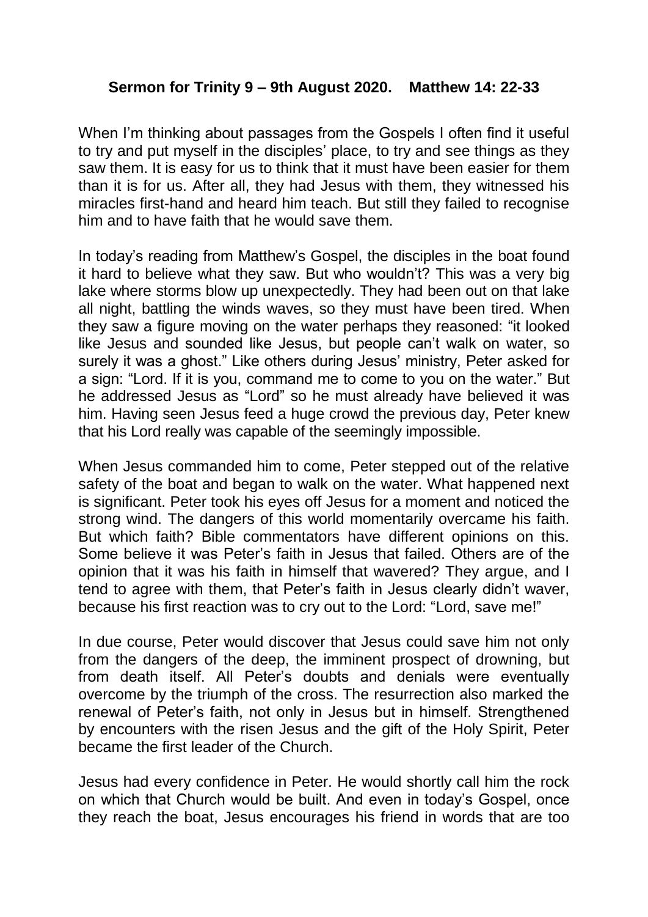**Sermon for Trinity 9 – 9th August 2020. Matthew 14: 22-33**

When I'm thinking about passages from the Gospels I often find it useful to try and put myself in the disciples' place, to try and see things as they saw them. It is easy for us to think that it must have been easier for them than it is for us. After all, they had Jesus with them, they witnessed his miracles first-hand and heard him teach. But still they failed to recognise him and to have faith that he would save them.

In today's reading from Matthew's Gospel, the disciples in the boat found it hard to believe what they saw. But who wouldn't? This was a very big lake where storms blow up unexpectedly. They had been out on that lake all night, battling the winds waves, so they must have been tired. When they saw a figure moving on the water perhaps they reasoned: "it looked like Jesus and sounded like Jesus, but people can't walk on water, so surely it was a ghost." Like others during Jesus' ministry, Peter asked for a sign: "Lord. If it is you, command me to come to you on the water." But he addressed Jesus as "Lord" so he must already have believed it was him. Having seen Jesus feed a huge crowd the previous day, Peter knew that his Lord really was capable of the seemingly impossible.

When Jesus commanded him to come, Peter stepped out of the relative safety of the boat and began to walk on the water. What happened next is significant. Peter took his eyes off Jesus for a moment and noticed the strong wind. The dangers of this world momentarily overcame his faith. But which faith? Bible commentators have different opinions on this. Some believe it was Peter's faith in Jesus that failed. Others are of the opinion that it was his faith in himself that wavered? They argue, and I tend to agree with them, that Peter's faith in Jesus clearly didn't waver, because his first reaction was to cry out to the Lord: "Lord, save me!"

In due course, Peter would discover that Jesus could save him not only from the dangers of the deep, the imminent prospect of drowning, but from death itself. All Peter's doubts and denials were eventually overcome by the triumph of the cross. The resurrection also marked the renewal of Peter's faith, not only in Jesus but in himself. Strengthened by encounters with the risen Jesus and the gift of the Holy Spirit, Peter became the first leader of the Church.

Jesus had every confidence in Peter. He would shortly call him the rock on which that Church would be built. And even in today's Gospel, once they reach the boat, Jesus encourages his friend in words that are too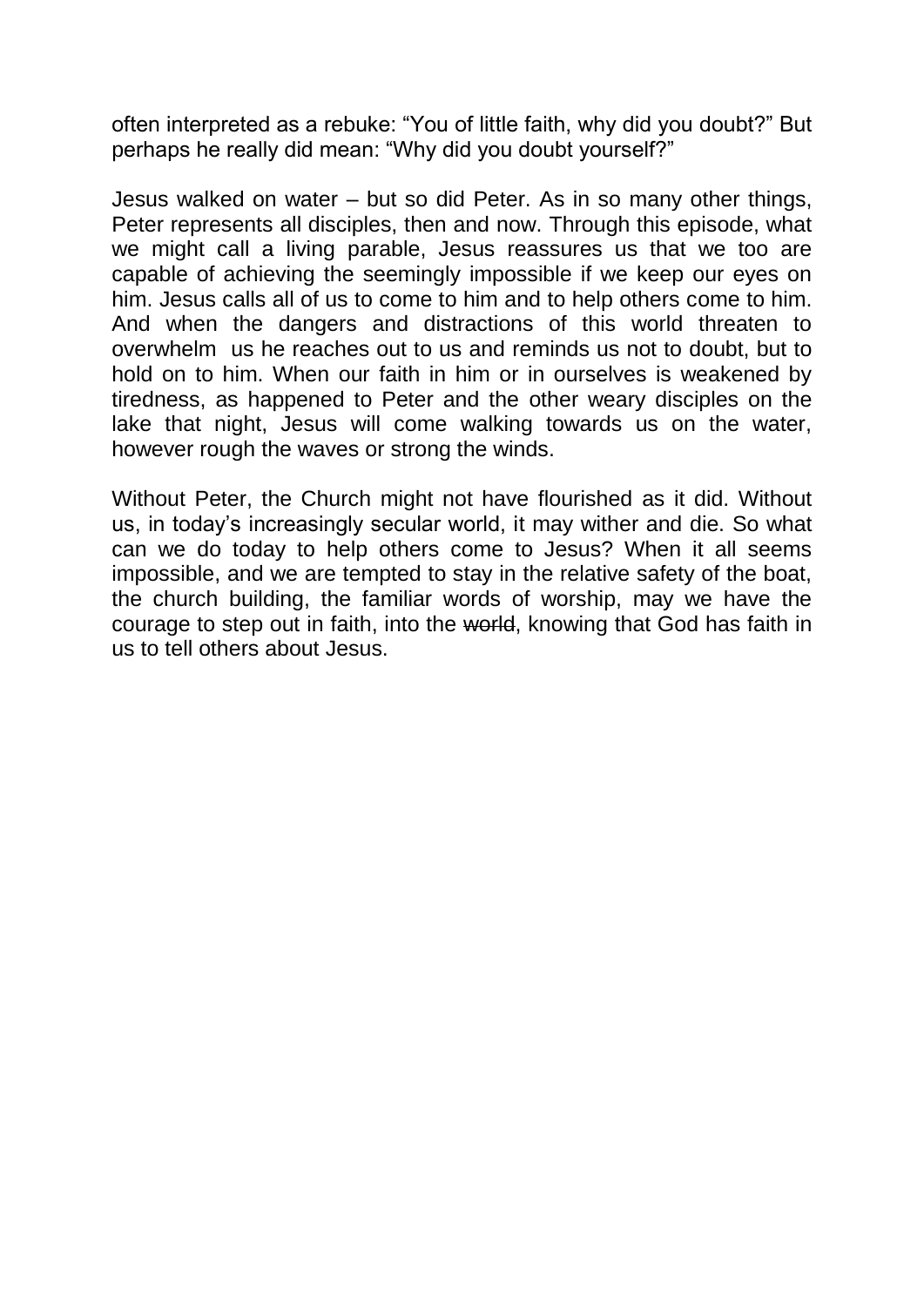often interpreted as a rebuke: "You of little faith, why did you doubt?" But perhaps he really did mean: "Why did you doubt yourself?"

Jesus walked on water – but so did Peter. As in so many other things, Peter represents all disciples, then and now. Through this episode, what we might call a living parable, Jesus reassures us that we too are capable of achieving the seemingly impossible if we keep our eyes on him. Jesus calls all of us to come to him and to help others come to him. And when the dangers and distractions of this world threaten to overwhelm us he reaches out to us and reminds us not to doubt, but to hold on to him. When our faith in him or in ourselves is weakened by tiredness, as happened to Peter and the other weary disciples on the lake that night, Jesus will come walking towards us on the water, however rough the waves or strong the winds.

Without Peter, the Church might not have flourished as it did. Without us, in today's increasingly secular world, it may wither and die. So what can we do today to help others come to Jesus? When it all seems impossible, and we are tempted to stay in the relative safety of the boat, the church building, the familiar words of worship, may we have the courage to step out in faith, into the ~~world~~, knowing that God has faith in us to tell others about Jesus.